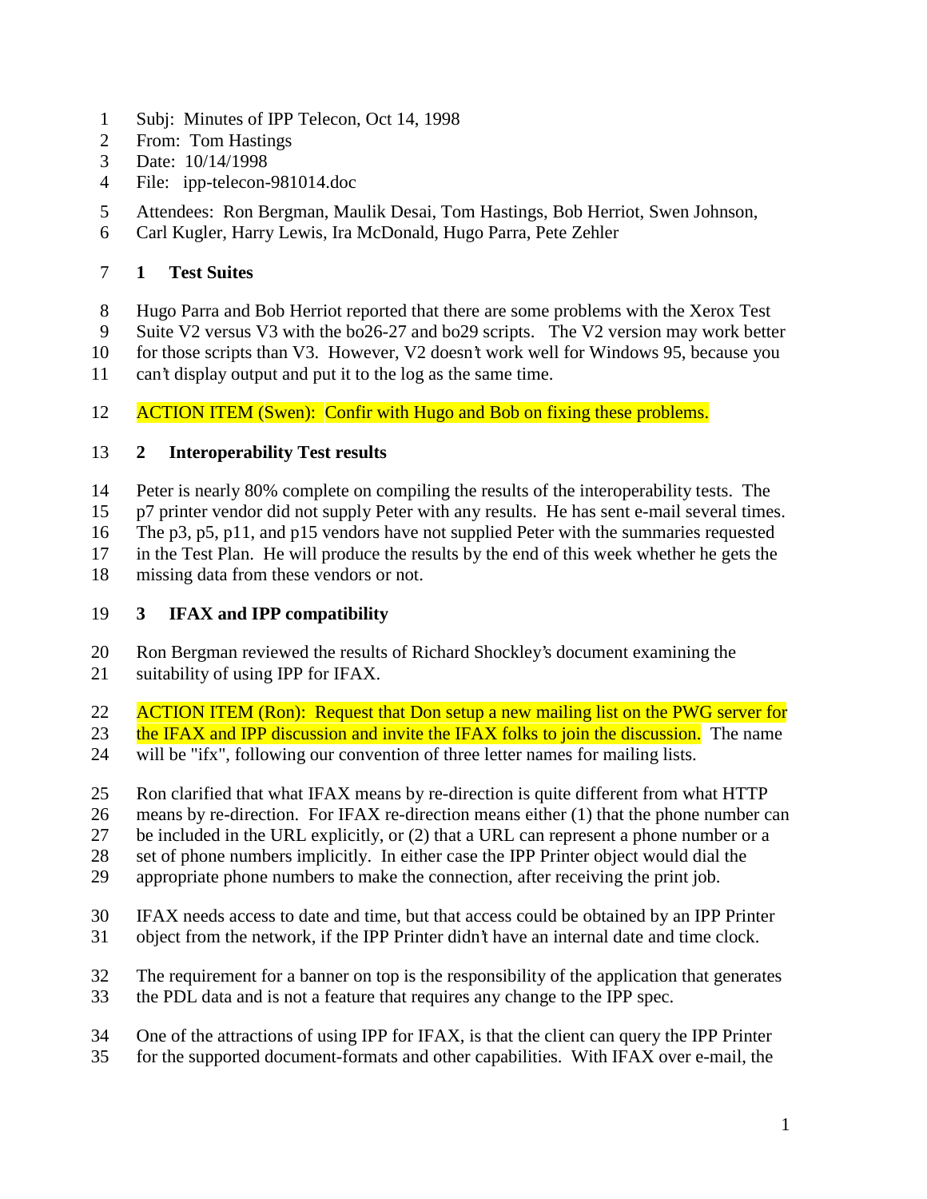Subj: Minutes of IPP Telecon, Oct 14, 1998
From: Tom Hastings
Date: 10/14/1998
File: ipp-telecon-981014.doc

Attendees: Ron Bergman, Maulik Desai, Tom Hastings, Bob Herriot, Swen Johnson, Carl Kugler, Harry Lewis, Ira McDonald, Hugo Parra, Pete Zehler

## 1 Test Suites

Hugo Parra and Bob Herriot reported that there are some problems with the Xerox Test Suite V2 versus V3 with the bo26-27 and bo29 scripts. The V2 version may work better for those scripts than V3. However, V2 doesn't work well for Windows 95, because you can't display output and put it to the log as the same time.

ACTION ITEM (Swen): Confir with Hugo and Bob on fixing these problems.

## 2 Interoperability Test results

Peter is nearly 80% complete on compiling the results of the interoperability tests. The p7 printer vendor did not supply Peter with any results. He has sent e-mail several times. The p3, p5, p11, and p15 vendors have not supplied Peter with the summaries requested in the Test Plan. He will produce the results by the end of this week whether he gets the missing data from these vendors or not.

## 3 IFAX and IPP compatibility

Ron Bergman reviewed the results of Richard Shockley's document examining the suitability of using IPP for IFAX.

ACTION ITEM (Ron): Request that Don setup a new mailing list on the PWG server for the IFAX and IPP discussion and invite the IFAX folks to join the discussion. The name will be "ifx", following our convention of three letter names for mailing lists.

Ron clarified that what IFAX means by re-direction is quite different from what HTTP means by re-direction. For IFAX re-direction means either (1) that the phone number can be included in the URL explicitly, or (2) that a URL can represent a phone number or a set of phone numbers implicitly. In either case the IPP Printer object would dial the appropriate phone numbers to make the connection, after receiving the print job.

IFAX needs access to date and time, but that access could be obtained by an IPP Printer object from the network, if the IPP Printer didn't have an internal date and time clock.

The requirement for a banner on top is the responsibility of the application that generates the PDL data and is not a feature that requires any change to the IPP spec.

One of the attractions of using IPP for IFAX, is that the client can query the IPP Printer for the supported document-formats and other capabilities. With IFAX over e-mail, the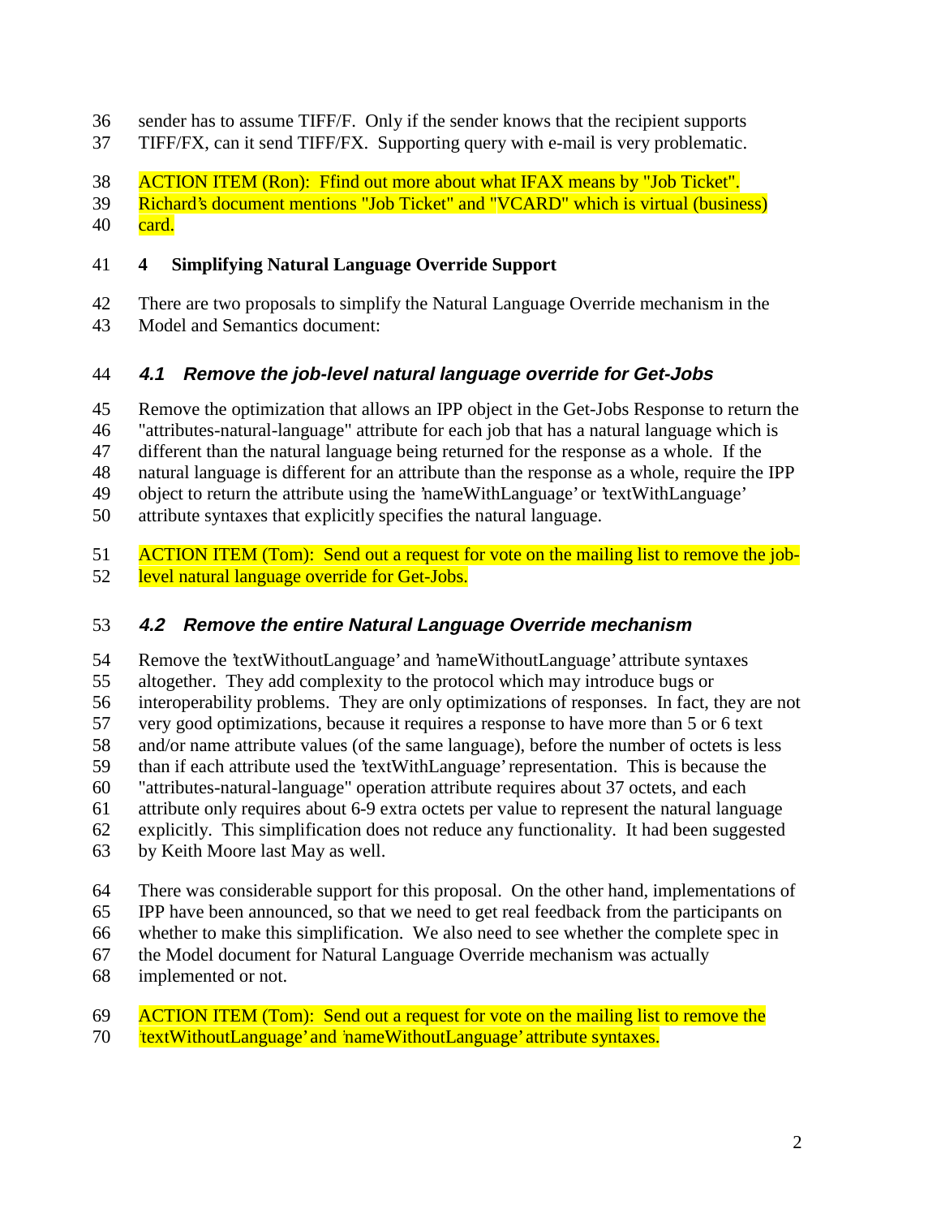sender has to assume TIFF/F. Only if the sender knows that the recipient supports TIFF/FX, can it send TIFF/FX. Supporting query with e-mail is very problematic.

ACTION ITEM (Ron): Ffind out more about what IFAX means by "Job Ticket". Richard's document mentions "Job Ticket" and "VCARD" which is virtual (business) card.

## 4 Simplifying Natural Language Override Support

There are two proposals to simplify the Natural Language Override mechanism in the Model and Semantics document:

### 4.1 Remove the job-level natural language override for Get-Jobs

Remove the optimization that allows an IPP object in the Get-Jobs Response to return the "attributes-natural-language" attribute for each job that has a natural language which is different than the natural language being returned for the response as a whole. If the natural language is different for an attribute than the response as a whole, require the IPP object to return the attribute using the 'nameWithLanguage' or 'textWithLanguage' attribute syntaxes that explicitly specifies the natural language.

ACTION ITEM (Tom): Send out a request for vote on the mailing list to remove the job-level natural language override for Get-Jobs.

### 4.2 Remove the entire Natural Language Override mechanism

Remove the 'textWithoutLanguage' and 'nameWithoutLanguage' attribute syntaxes altogether. They add complexity to the protocol which may introduce bugs or interoperability problems. They are only optimizations of responses. In fact, they are not very good optimizations, because it requires a response to have more than 5 or 6 text and/or name attribute values (of the same language), before the number of octets is less than if each attribute used the 'textWithLanguage' representation. This is because the "attributes-natural-language" operation attribute requires about 37 octets, and each attribute only requires about 6-9 extra octets per value to represent the natural language explicitly. This simplification does not reduce any functionality. It had been suggested by Keith Moore last May as well.

There was considerable support for this proposal. On the other hand, implementations of IPP have been announced, so that we need to get real feedback from the participants on whether to make this simplification. We also need to see whether the complete spec in the Model document for Natural Language Override mechanism was actually implemented or not.

ACTION ITEM (Tom): Send out a request for vote on the mailing list to remove the 'textWithoutLanguage' and 'nameWithoutLanguage' attribute syntaxes.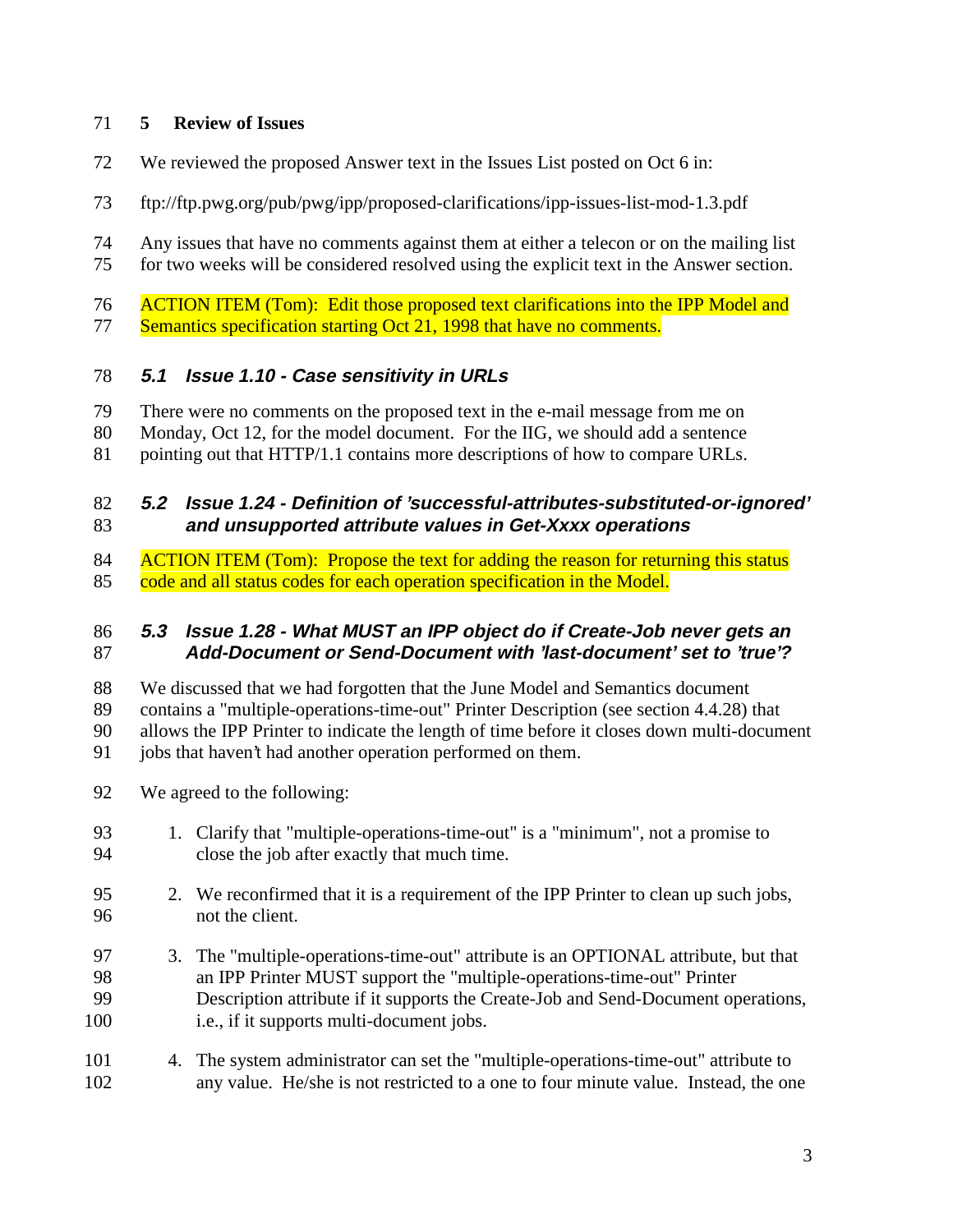# 5 Review of Issues

We reviewed the proposed Answer text in the Issues List posted on Oct 6 in:

ftp://ftp.pwg.org/pub/pwg/ipp/proposed-clarifications/ipp-issues-list-mod-1.3.pdf

Any issues that have no comments against them at either a telecon or on the mailing list for two weeks will be considered resolved using the explicit text in the Answer section.

ACTION ITEM (Tom): Edit those proposed text clarifications into the IPP Model and Semantics specification starting Oct 21, 1998 that have no comments.

## 5.1 Issue 1.10 - Case sensitivity in URLs

There were no comments on the proposed text in the e-mail message from me on Monday, Oct 12, for the model document. For the IIG, we should add a sentence pointing out that HTTP/1.1 contains more descriptions of how to compare URLs.

## 5.2 Issue 1.24 - Definition of 'successful-attributes-substituted-or-ignored' and unsupported attribute values in Get-Xxxx operations

ACTION ITEM (Tom): Propose the text for adding the reason for returning this status code and all status codes for each operation specification in the Model.

## 5.3 Issue 1.28 - What MUST an IPP object do if Create-Job never gets an Add-Document or Send-Document with 'last-document' set to 'true'?

We discussed that we had forgotten that the June Model and Semantics document contains a "multiple-operations-time-out" Printer Description (see section 4.4.28) that allows the IPP Printer to indicate the length of time before it closes down multi-document jobs that haven't had another operation performed on them.

We agreed to the following:

1. Clarify that "multiple-operations-time-out" is a "minimum", not a promise to close the job after exactly that much time.
2. We reconfirmed that it is a requirement of the IPP Printer to clean up such jobs, not the client.
3. The "multiple-operations-time-out" attribute is an OPTIONAL attribute, but that an IPP Printer MUST support the "multiple-operations-time-out" Printer Description attribute if it supports the Create-Job and Send-Document operations, i.e., if it supports multi-document jobs.
4. The system administrator can set the "multiple-operations-time-out" attribute to any value. He/she is not restricted to a one to four minute value. Instead, the one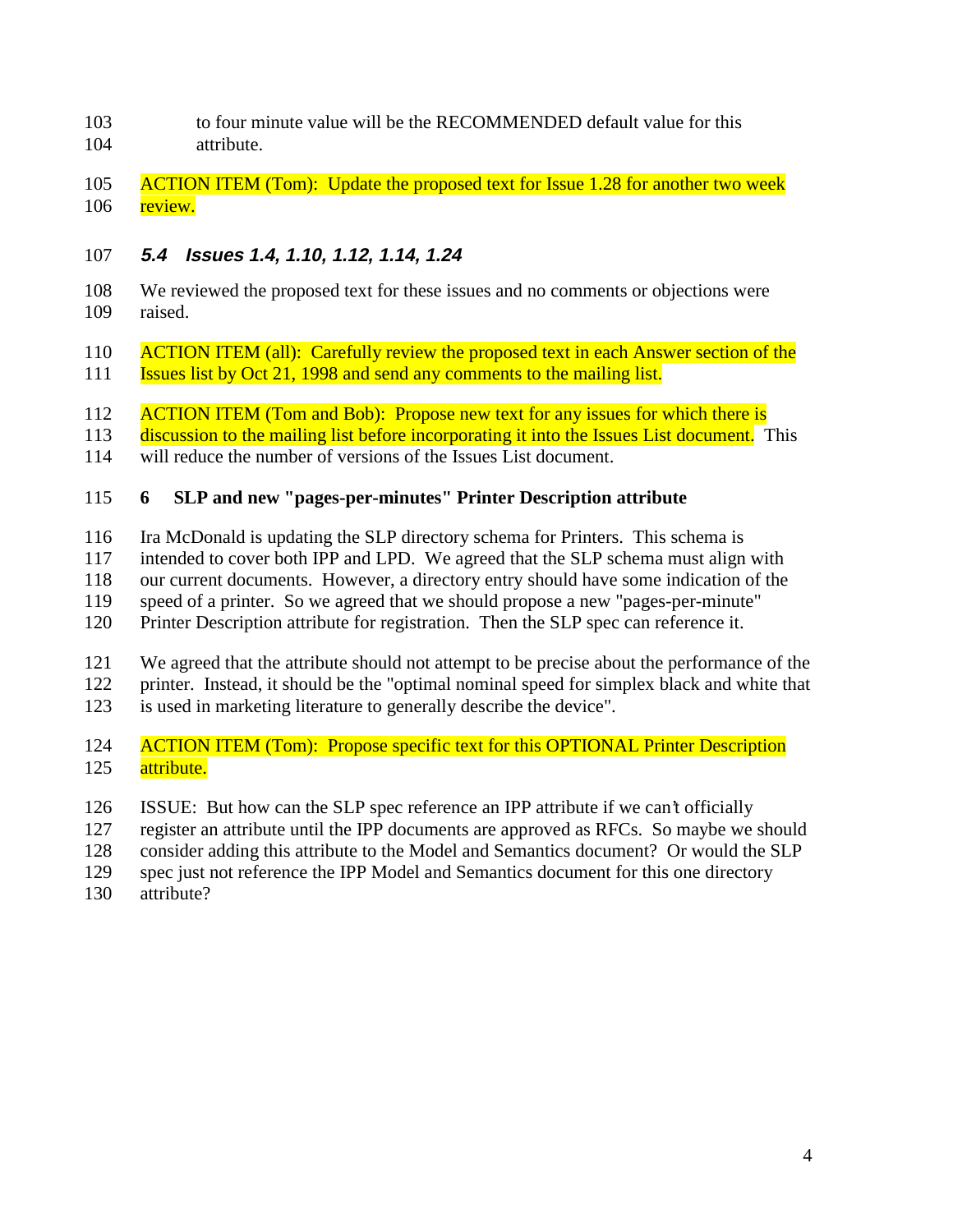to four minute value will be the RECOMMENDED default value for this attribute.

ACTION ITEM (Tom): Update the proposed text for Issue 1.28 for another two week review.

### 5.4 Issues 1.4, 1.10, 1.12, 1.14, 1.24

We reviewed the proposed text for these issues and no comments or objections were raised.

ACTION ITEM (all): Carefully review the proposed text in each Answer section of the Issues list by Oct 21, 1998 and send any comments to the mailing list.

ACTION ITEM (Tom and Bob): Propose new text for any issues for which there is discussion to the mailing list before incorporating it into the Issues List document. This will reduce the number of versions of the Issues List document.

## 6 SLP and new "pages-per-minutes" Printer Description attribute

Ira McDonald is updating the SLP directory schema for Printers. This schema is intended to cover both IPP and LPD. We agreed that the SLP schema must align with our current documents. However, a directory entry should have some indication of the speed of a printer. So we agreed that we should propose a new "pages-per-minute" Printer Description attribute for registration. Then the SLP spec can reference it.

We agreed that the attribute should not attempt to be precise about the performance of the printer. Instead, it should be the "optimal nominal speed for simplex black and white that is used in marketing literature to generally describe the device".

ACTION ITEM (Tom): Propose specific text for this OPTIONAL Printer Description attribute.

ISSUE: But how can the SLP spec reference an IPP attribute if we can't officially register an attribute until the IPP documents are approved as RFCs. So maybe we should consider adding this attribute to the Model and Semantics document? Or would the SLP spec just not reference the IPP Model and Semantics document for this one directory attribute?